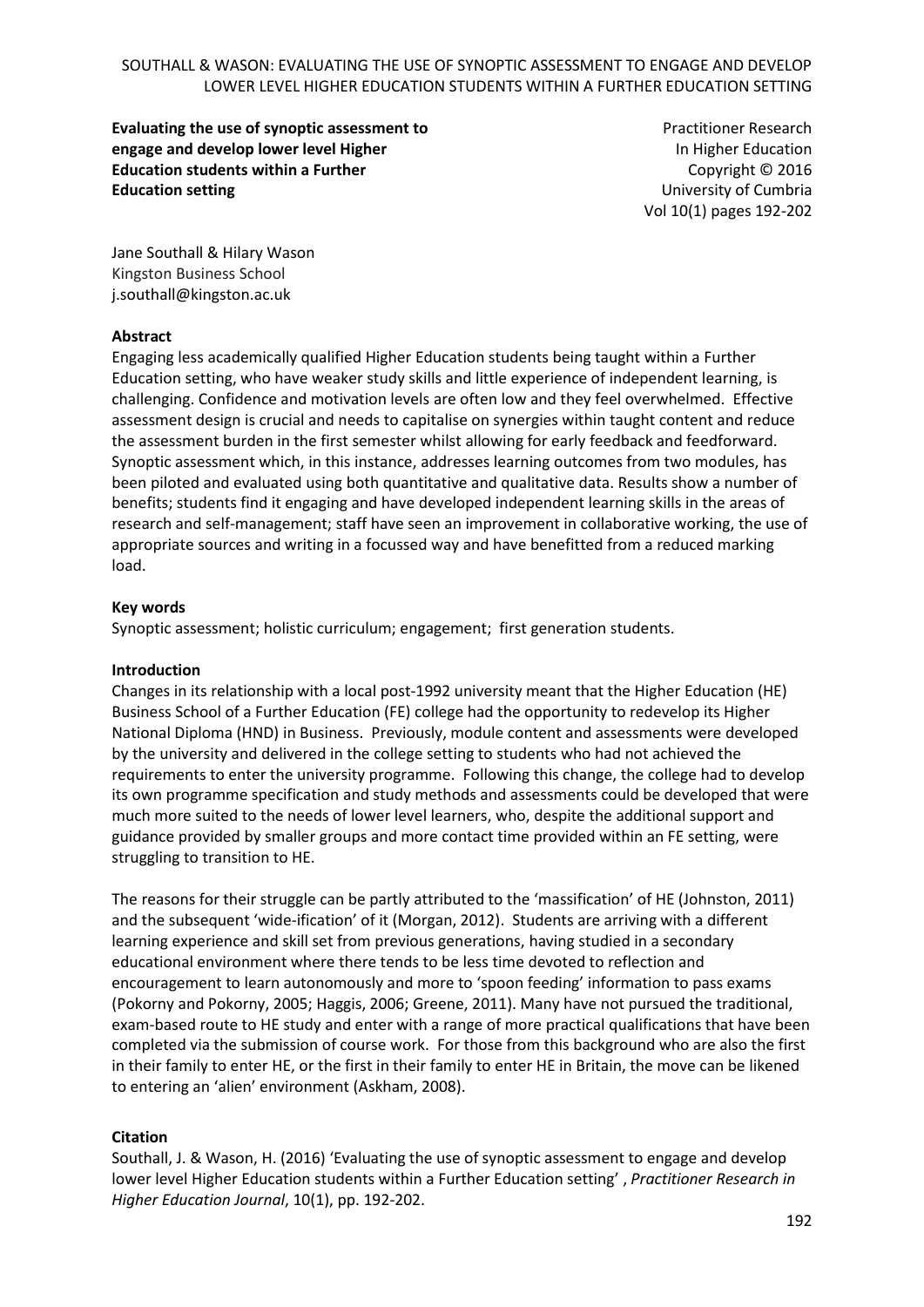# Evaluating the use of synoptic assessment to engage and develop lower level Higher Education students within a Further Education setting

Practitioner Research In Higher Education
Copyright © 2016
University of Cumbria
Vol 10(1) pages 192-202

Jane Southall & Hilary Wason
Kingston Business School
j.southall@kingston.ac.uk

## Abstract

Engaging less academically qualified Higher Education students being taught within a Further Education setting, who have weaker study skills and little experience of independent learning, is challenging. Confidence and motivation levels are often low and they feel overwhelmed. Effective assessment design is crucial and needs to capitalise on synergies within taught content and reduce the assessment burden in the first semester whilst allowing for early feedback and feedforward. Synoptic assessment which, in this instance, addresses learning outcomes from two modules, has been piloted and evaluated using both quantitative and qualitative data. Results show a number of benefits; students find it engaging and have developed independent learning skills in the areas of research and self-management; staff have seen an improvement in collaborative working, the use of appropriate sources and writing in a focussed way and have benefitted from a reduced marking load.

## Key words

Synoptic assessment; holistic curriculum; engagement; first generation students.

## Introduction

Changes in its relationship with a local post-1992 university meant that the Higher Education (HE) Business School of a Further Education (FE) college had the opportunity to redevelop its Higher National Diploma (HND) in Business. Previously, module content and assessments were developed by the university and delivered in the college setting to students who had not achieved the requirements to enter the university programme. Following this change, the college had to develop its own programme specification and study methods and assessments could be developed that were much more suited to the needs of lower level learners, who, despite the additional support and guidance provided by smaller groups and more contact time provided within an FE setting, were struggling to transition to HE.

The reasons for their struggle can be partly attributed to the 'massification' of HE (Johnston, 2011) and the subsequent 'wide-ification' of it (Morgan, 2012). Students are arriving with a different learning experience and skill set from previous generations, having studied in a secondary educational environment where there tends to be less time devoted to reflection and encouragement to learn autonomously and more to 'spoon feeding' information to pass exams (Pokorny and Pokorny, 2005; Haggis, 2006; Greene, 2011). Many have not pursued the traditional, exam-based route to HE study and enter with a range of more practical qualifications that have been completed via the submission of course work. For those from this background who are also the first in their family to enter HE, or the first in their family to enter HE in Britain, the move can be likened to entering an 'alien' environment (Askham, 2008).

## Citation

Southall, J. & Wason, H. (2016) 'Evaluating the use of synoptic assessment to engage and develop lower level Higher Education students within a Further Education setting' , *Practitioner Research in Higher Education Journal*, 10(1), pp. 192-202.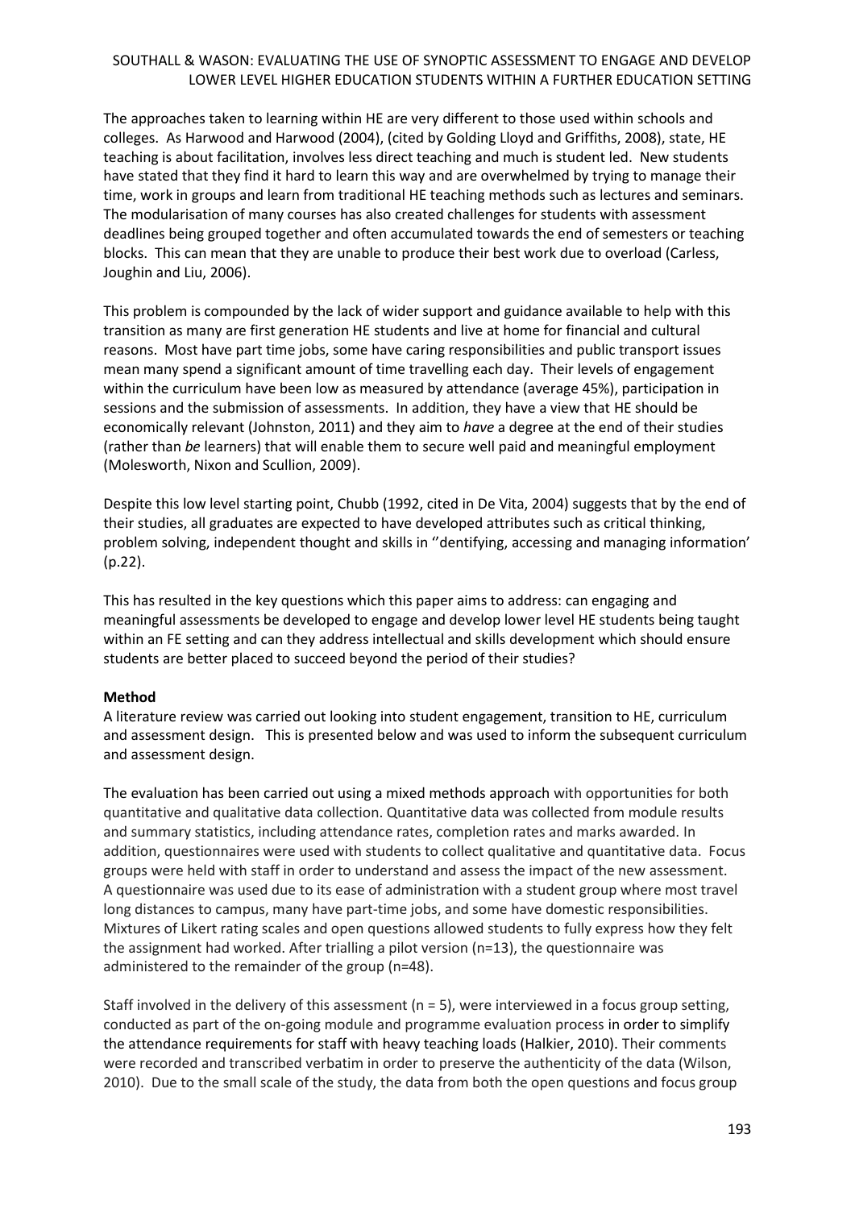The approaches taken to learning within HE are very different to those used within schools and colleges. As Harwood and Harwood (2004), (cited by Golding Lloyd and Griffiths, 2008), state, HE teaching is about facilitation, involves less direct teaching and much is student led. New students have stated that they find it hard to learn this way and are overwhelmed by trying to manage their time, work in groups and learn from traditional HE teaching methods such as lectures and seminars. The modularisation of many courses has also created challenges for students with assessment deadlines being grouped together and often accumulated towards the end of semesters or teaching blocks. This can mean that they are unable to produce their best work due to overload (Carless, Joughin and Liu, 2006).

This problem is compounded by the lack of wider support and guidance available to help with this transition as many are first generation HE students and live at home for financial and cultural reasons. Most have part time jobs, some have caring responsibilities and public transport issues mean many spend a significant amount of time travelling each day. Their levels of engagement within the curriculum have been low as measured by attendance (average 45%), participation in sessions and the submission of assessments. In addition, they have a view that HE should be economically relevant (Johnston, 2011) and they aim to *have* a degree at the end of their studies (rather than *be* learners) that will enable them to secure well paid and meaningful employment (Molesworth, Nixon and Scullion, 2009).

Despite this low level starting point, Chubb (1992, cited in De Vita, 2004) suggests that by the end of their studies, all graduates are expected to have developed attributes such as critical thinking, problem solving, independent thought and skills in ''dentifying, accessing and managing information' (p.22).

This has resulted in the key questions which this paper aims to address: can engaging and meaningful assessments be developed to engage and develop lower level HE students being taught within an FE setting and can they address intellectual and skills development which should ensure students are better placed to succeed beyond the period of their studies?

**Method**

A literature review was carried out looking into student engagement, transition to HE, curriculum and assessment design. This is presented below and was used to inform the subsequent curriculum and assessment design.

The evaluation has been carried out using a mixed methods approach with opportunities for both quantitative and qualitative data collection. Quantitative data was collected from module results and summary statistics, including attendance rates, completion rates and marks awarded. In addition, questionnaires were used with students to collect qualitative and quantitative data. Focus groups were held with staff in order to understand and assess the impact of the new assessment. A questionnaire was used due to its ease of administration with a student group where most travel long distances to campus, many have part-time jobs, and some have domestic responsibilities. Mixtures of Likert rating scales and open questions allowed students to fully express how they felt the assignment had worked. After trialling a pilot version (n=13), the questionnaire was administered to the remainder of the group (n=48).

Staff involved in the delivery of this assessment (n = 5), were interviewed in a focus group setting, conducted as part of the on-going module and programme evaluation process in order to simplify the attendance requirements for staff with heavy teaching loads (Halkier, 2010). Their comments were recorded and transcribed verbatim in order to preserve the authenticity of the data (Wilson, 2010). Due to the small scale of the study, the data from both the open questions and focus group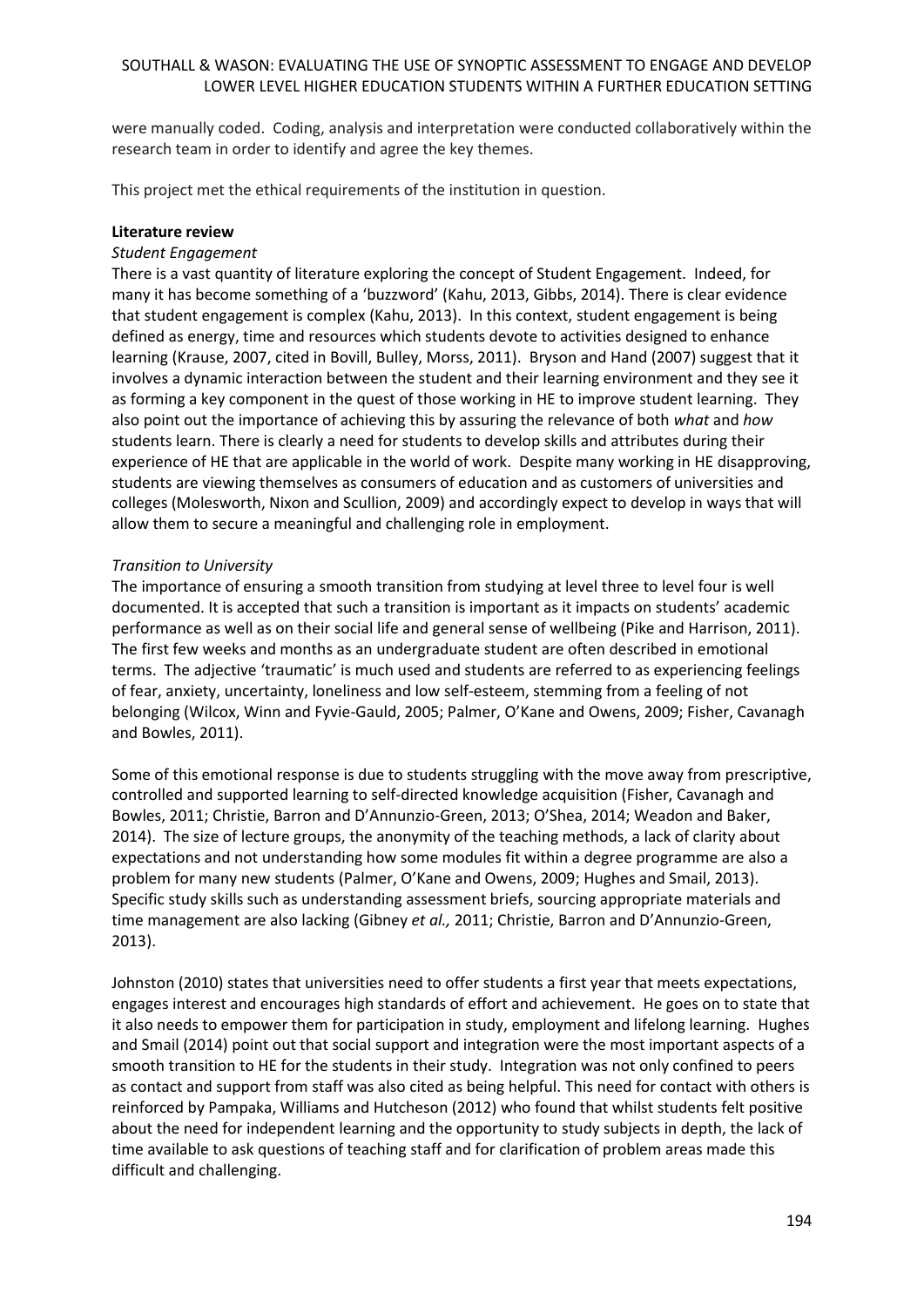were manually coded. Coding, analysis and interpretation were conducted collaboratively within the research team in order to identify and agree the key themes.

This project met the ethical requirements of the institution in question.

**Literature review**

*Student Engagement*

There is a vast quantity of literature exploring the concept of Student Engagement. Indeed, for many it has become something of a 'buzzword' (Kahu, 2013, Gibbs, 2014). There is clear evidence that student engagement is complex (Kahu, 2013). In this context, student engagement is being defined as energy, time and resources which students devote to activities designed to enhance learning (Krause, 2007, cited in Bovill, Bulley, Morss, 2011). Bryson and Hand (2007) suggest that it involves a dynamic interaction between the student and their learning environment and they see it as forming a key component in the quest of those working in HE to improve student learning. They also point out the importance of achieving this by assuring the relevance of both *what* and *how* students learn. There is clearly a need for students to develop skills and attributes during their experience of HE that are applicable in the world of work. Despite many working in HE disapproving, students are viewing themselves as consumers of education and as customers of universities and colleges (Molesworth, Nixon and Scullion, 2009) and accordingly expect to develop in ways that will allow them to secure a meaningful and challenging role in employment.

*Transition to University*

The importance of ensuring a smooth transition from studying at level three to level four is well documented. It is accepted that such a transition is important as it impacts on students' academic performance as well as on their social life and general sense of wellbeing (Pike and Harrison, 2011). The first few weeks and months as an undergraduate student are often described in emotional terms. The adjective 'traumatic' is much used and students are referred to as experiencing feelings of fear, anxiety, uncertainty, loneliness and low self-esteem, stemming from a feeling of not belonging (Wilcox, Winn and Fyvie-Gauld, 2005; Palmer, O'Kane and Owens, 2009; Fisher, Cavanagh and Bowles, 2011).

Some of this emotional response is due to students struggling with the move away from prescriptive, controlled and supported learning to self-directed knowledge acquisition (Fisher, Cavanagh and Bowles, 2011; Christie, Barron and D'Annunzio-Green, 2013; O'Shea, 2014; Weadon and Baker, 2014). The size of lecture groups, the anonymity of the teaching methods, a lack of clarity about expectations and not understanding how some modules fit within a degree programme are also a problem for many new students (Palmer, O'Kane and Owens, 2009; Hughes and Smail, 2013). Specific study skills such as understanding assessment briefs, sourcing appropriate materials and time management are also lacking (Gibney *et al.,* 2011; Christie, Barron and D'Annunzio-Green, 2013).

Johnston (2010) states that universities need to offer students a first year that meets expectations, engages interest and encourages high standards of effort and achievement. He goes on to state that it also needs to empower them for participation in study, employment and lifelong learning. Hughes and Smail (2014) point out that social support and integration were the most important aspects of a smooth transition to HE for the students in their study. Integration was not only confined to peers as contact and support from staff was also cited as being helpful. This need for contact with others is reinforced by Pampaka, Williams and Hutcheson (2012) who found that whilst students felt positive about the need for independent learning and the opportunity to study subjects in depth, the lack of time available to ask questions of teaching staff and for clarification of problem areas made this difficult and challenging.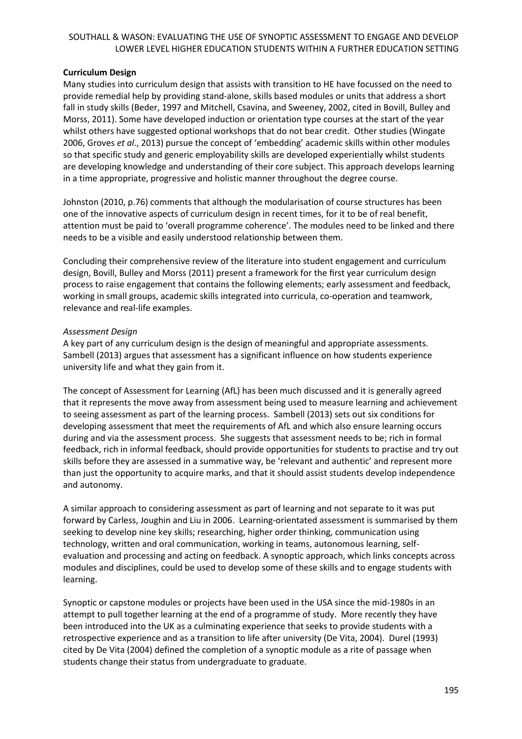**Curriculum Design**

Many studies into curriculum design that assists with transition to HE have focussed on the need to provide remedial help by providing stand-alone, skills based modules or units that address a short fall in study skills (Beder, 1997 and Mitchell, Csavina, and Sweeney, 2002, cited in Bovill, Bulley and Morss, 2011). Some have developed induction or orientation type courses at the start of the year whilst others have suggested optional workshops that do not bear credit. Other studies (Wingate 2006, Groves *et al*., 2013) pursue the concept of 'embedding' academic skills within other modules so that specific study and generic employability skills are developed experientially whilst students are developing knowledge and understanding of their core subject. This approach develops learning in a time appropriate, progressive and holistic manner throughout the degree course.

Johnston (2010, p.76) comments that although the modularisation of course structures has been one of the innovative aspects of curriculum design in recent times, for it to be of real benefit, attention must be paid to 'overall programme coherence'. The modules need to be linked and there needs to be a visible and easily understood relationship between them.

Concluding their comprehensive review of the literature into student engagement and curriculum design, Bovill, Bulley and Morss (2011) present a framework for the first year curriculum design process to raise engagement that contains the following elements; early assessment and feedback, working in small groups, academic skills integrated into curricula, co-operation and teamwork, relevance and real-life examples.

*Assessment Design*

A key part of any curriculum design is the design of meaningful and appropriate assessments. Sambell (2013) argues that assessment has a significant influence on how students experience university life and what they gain from it.

The concept of Assessment for Learning (AfL) has been much discussed and it is generally agreed that it represents the move away from assessment being used to measure learning and achievement to seeing assessment as part of the learning process. Sambell (2013) sets out six conditions for developing assessment that meet the requirements of AfL and which also ensure learning occurs during and via the assessment process. She suggests that assessment needs to be; rich in formal feedback, rich in informal feedback, should provide opportunities for students to practise and try out skills before they are assessed in a summative way, be 'relevant and authentic' and represent more than just the opportunity to acquire marks, and that it should assist students develop independence and autonomy.

A similar approach to considering assessment as part of learning and not separate to it was put forward by Carless, Joughin and Liu in 2006. Learning-orientated assessment is summarised by them seeking to develop nine key skills; researching, higher order thinking, communication using technology, written and oral communication, working in teams, autonomous learning, self-evaluation and processing and acting on feedback. A synoptic approach, which links concepts across modules and disciplines, could be used to develop some of these skills and to engage students with learning.

Synoptic or capstone modules or projects have been used in the USA since the mid-1980s in an attempt to pull together learning at the end of a programme of study. More recently they have been introduced into the UK as a culminating experience that seeks to provide students with a retrospective experience and as a transition to life after university (De Vita, 2004). Durel (1993) cited by De Vita (2004) defined the completion of a synoptic module as a rite of passage when students change their status from undergraduate to graduate.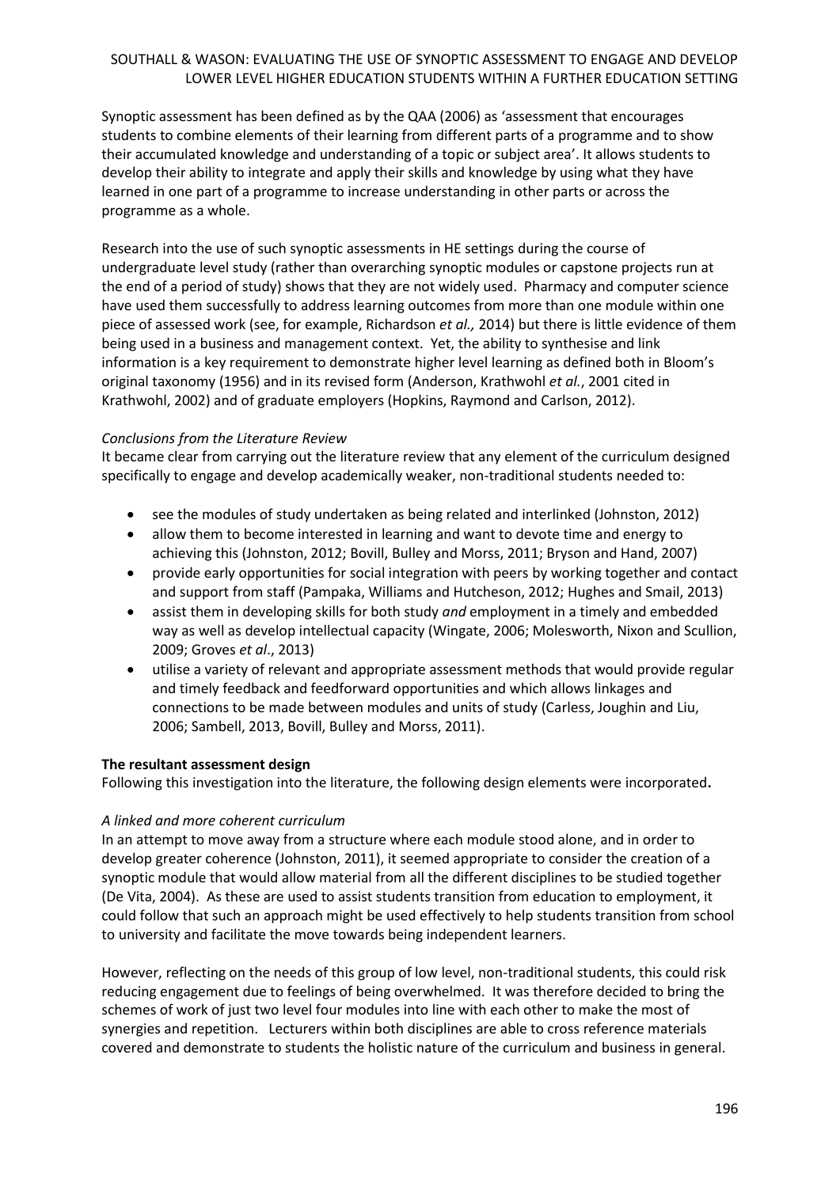Synoptic assessment has been defined as by the QAA (2006) as 'assessment that encourages students to combine elements of their learning from different parts of a programme and to show their accumulated knowledge and understanding of a topic or subject area'. It allows students to develop their ability to integrate and apply their skills and knowledge by using what they have learned in one part of a programme to increase understanding in other parts or across the programme as a whole.

Research into the use of such synoptic assessments in HE settings during the course of undergraduate level study (rather than overarching synoptic modules or capstone projects run at the end of a period of study) shows that they are not widely used. Pharmacy and computer science have used them successfully to address learning outcomes from more than one module within one piece of assessed work (see, for example, Richardson *et al.,* 2014) but there is little evidence of them being used in a business and management context. Yet, the ability to synthesise and link information is a key requirement to demonstrate higher level learning as defined both in Bloom's original taxonomy (1956) and in its revised form (Anderson, Krathwohl *et al.*, 2001 cited in Krathwohl, 2002) and of graduate employers (Hopkins, Raymond and Carlson, 2012).

*Conclusions from the Literature Review*

It became clear from carrying out the literature review that any element of the curriculum designed specifically to engage and develop academically weaker, non-traditional students needed to:

- see the modules of study undertaken as being related and interlinked (Johnston, 2012)
- allow them to become interested in learning and want to devote time and energy to achieving this (Johnston, 2012; Bovill, Bulley and Morss, 2011; Bryson and Hand, 2007)
- provide early opportunities for social integration with peers by working together and contact and support from staff (Pampaka, Williams and Hutcheson, 2012; Hughes and Smail, 2013)
- assist them in developing skills for both study *and* employment in a timely and embedded way as well as develop intellectual capacity (Wingate, 2006; Molesworth, Nixon and Scullion, 2009; Groves *et al*., 2013)
- utilise a variety of relevant and appropriate assessment methods that would provide regular and timely feedback and feedforward opportunities and which allows linkages and connections to be made between modules and units of study (Carless, Joughin and Liu, 2006; Sambell, 2013, Bovill, Bulley and Morss, 2011).

**The resultant assessment design**

Following this investigation into the literature, the following design elements were incorporated**.**

*A linked and more coherent curriculum*

In an attempt to move away from a structure where each module stood alone, and in order to develop greater coherence (Johnston, 2011), it seemed appropriate to consider the creation of a synoptic module that would allow material from all the different disciplines to be studied together (De Vita, 2004). As these are used to assist students transition from education to employment, it could follow that such an approach might be used effectively to help students transition from school to university and facilitate the move towards being independent learners.

However, reflecting on the needs of this group of low level, non-traditional students, this could risk reducing engagement due to feelings of being overwhelmed. It was therefore decided to bring the schemes of work of just two level four modules into line with each other to make the most of synergies and repetition. Lecturers within both disciplines are able to cross reference materials covered and demonstrate to students the holistic nature of the curriculum and business in general.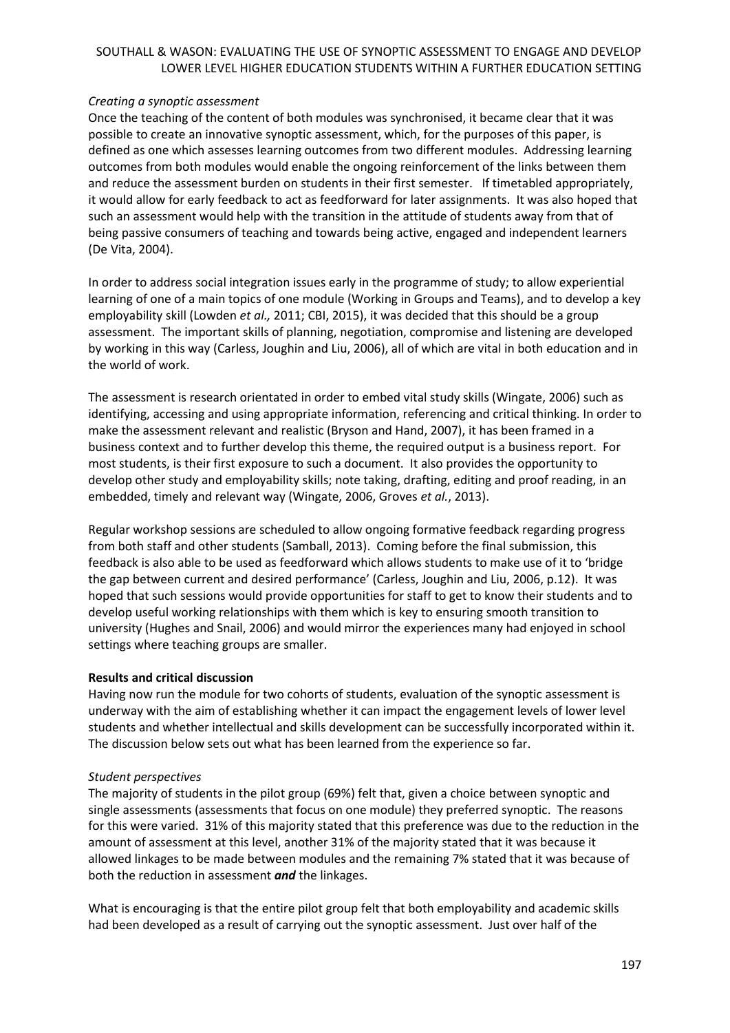*Creating a synoptic assessment*

Once the teaching of the content of both modules was synchronised, it became clear that it was possible to create an innovative synoptic assessment, which, for the purposes of this paper, is defined as one which assesses learning outcomes from two different modules. Addressing learning outcomes from both modules would enable the ongoing reinforcement of the links between them and reduce the assessment burden on students in their first semester. If timetabled appropriately, it would allow for early feedback to act as feedforward for later assignments. It was also hoped that such an assessment would help with the transition in the attitude of students away from that of being passive consumers of teaching and towards being active, engaged and independent learners (De Vita, 2004).

In order to address social integration issues early in the programme of study; to allow experiential learning of one of a main topics of one module (Working in Groups and Teams), and to develop a key employability skill (Lowden *et al.,* 2011; CBI, 2015), it was decided that this should be a group assessment. The important skills of planning, negotiation, compromise and listening are developed by working in this way (Carless, Joughin and Liu, 2006), all of which are vital in both education and in the world of work.

The assessment is research orientated in order to embed vital study skills (Wingate, 2006) such as identifying, accessing and using appropriate information, referencing and critical thinking. In order to make the assessment relevant and realistic (Bryson and Hand, 2007), it has been framed in a business context and to further develop this theme, the required output is a business report. For most students, is their first exposure to such a document. It also provides the opportunity to develop other study and employability skills; note taking, drafting, editing and proof reading, in an embedded, timely and relevant way (Wingate, 2006, Groves *et al.*, 2013).

Regular workshop sessions are scheduled to allow ongoing formative feedback regarding progress from both staff and other students (Samball, 2013). Coming before the final submission, this feedback is also able to be used as feedforward which allows students to make use of it to 'bridge the gap between current and desired performance' (Carless, Joughin and Liu, 2006, p.12). It was hoped that such sessions would provide opportunities for staff to get to know their students and to develop useful working relationships with them which is key to ensuring smooth transition to university (Hughes and Snail, 2006) and would mirror the experiences many had enjoyed in school settings where teaching groups are smaller.

**Results and critical discussion**

Having now run the module for two cohorts of students, evaluation of the synoptic assessment is underway with the aim of establishing whether it can impact the engagement levels of lower level students and whether intellectual and skills development can be successfully incorporated within it. The discussion below sets out what has been learned from the experience so far.

*Student perspectives*

The majority of students in the pilot group (69%) felt that, given a choice between synoptic and single assessments (assessments that focus on one module) they preferred synoptic. The reasons for this were varied. 31% of this majority stated that this preference was due to the reduction in the amount of assessment at this level, another 31% of the majority stated that it was because it allowed linkages to be made between modules and the remaining 7% stated that it was because of both the reduction in assessment ***and*** the linkages.

What is encouraging is that the entire pilot group felt that both employability and academic skills had been developed as a result of carrying out the synoptic assessment. Just over half of the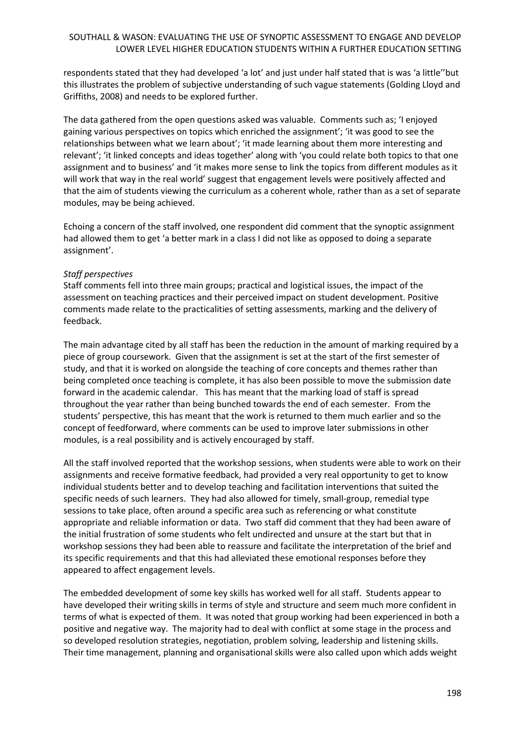respondents stated that they had developed 'a lot' and just under half stated that is was 'a little''but this illustrates the problem of subjective understanding of such vague statements (Golding Lloyd and Griffiths, 2008) and needs to be explored further.

The data gathered from the open questions asked was valuable. Comments such as; 'I enjoyed gaining various perspectives on topics which enriched the assignment'; 'it was good to see the relationships between what we learn about'; 'it made learning about them more interesting and relevant'; 'it linked concepts and ideas together' along with 'you could relate both topics to that one assignment and to business' and 'it makes more sense to link the topics from different modules as it will work that way in the real world' suggest that engagement levels were positively affected and that the aim of students viewing the curriculum as a coherent whole, rather than as a set of separate modules, may be being achieved.

Echoing a concern of the staff involved, one respondent did comment that the synoptic assignment had allowed them to get 'a better mark in a class I did not like as opposed to doing a separate assignment'.

*Staff perspectives*

Staff comments fell into three main groups; practical and logistical issues, the impact of the assessment on teaching practices and their perceived impact on student development. Positive comments made relate to the practicalities of setting assessments, marking and the delivery of feedback.

The main advantage cited by all staff has been the reduction in the amount of marking required by a piece of group coursework. Given that the assignment is set at the start of the first semester of study, and that it is worked on alongside the teaching of core concepts and themes rather than being completed once teaching is complete, it has also been possible to move the submission date forward in the academic calendar. This has meant that the marking load of staff is spread throughout the year rather than being bunched towards the end of each semester. From the students' perspective, this has meant that the work is returned to them much earlier and so the concept of feedforward, where comments can be used to improve later submissions in other modules, is a real possibility and is actively encouraged by staff.

All the staff involved reported that the workshop sessions, when students were able to work on their assignments and receive formative feedback, had provided a very real opportunity to get to know individual students better and to develop teaching and facilitation interventions that suited the specific needs of such learners. They had also allowed for timely, small-group, remedial type sessions to take place, often around a specific area such as referencing or what constitute appropriate and reliable information or data. Two staff did comment that they had been aware of the initial frustration of some students who felt undirected and unsure at the start but that in workshop sessions they had been able to reassure and facilitate the interpretation of the brief and its specific requirements and that this had alleviated these emotional responses before they appeared to affect engagement levels.

The embedded development of some key skills has worked well for all staff. Students appear to have developed their writing skills in terms of style and structure and seem much more confident in terms of what is expected of them. It was noted that group working had been experienced in both a positive and negative way. The majority had to deal with conflict at some stage in the process and so developed resolution strategies, negotiation, problem solving, leadership and listening skills. Their time management, planning and organisational skills were also called upon which adds weight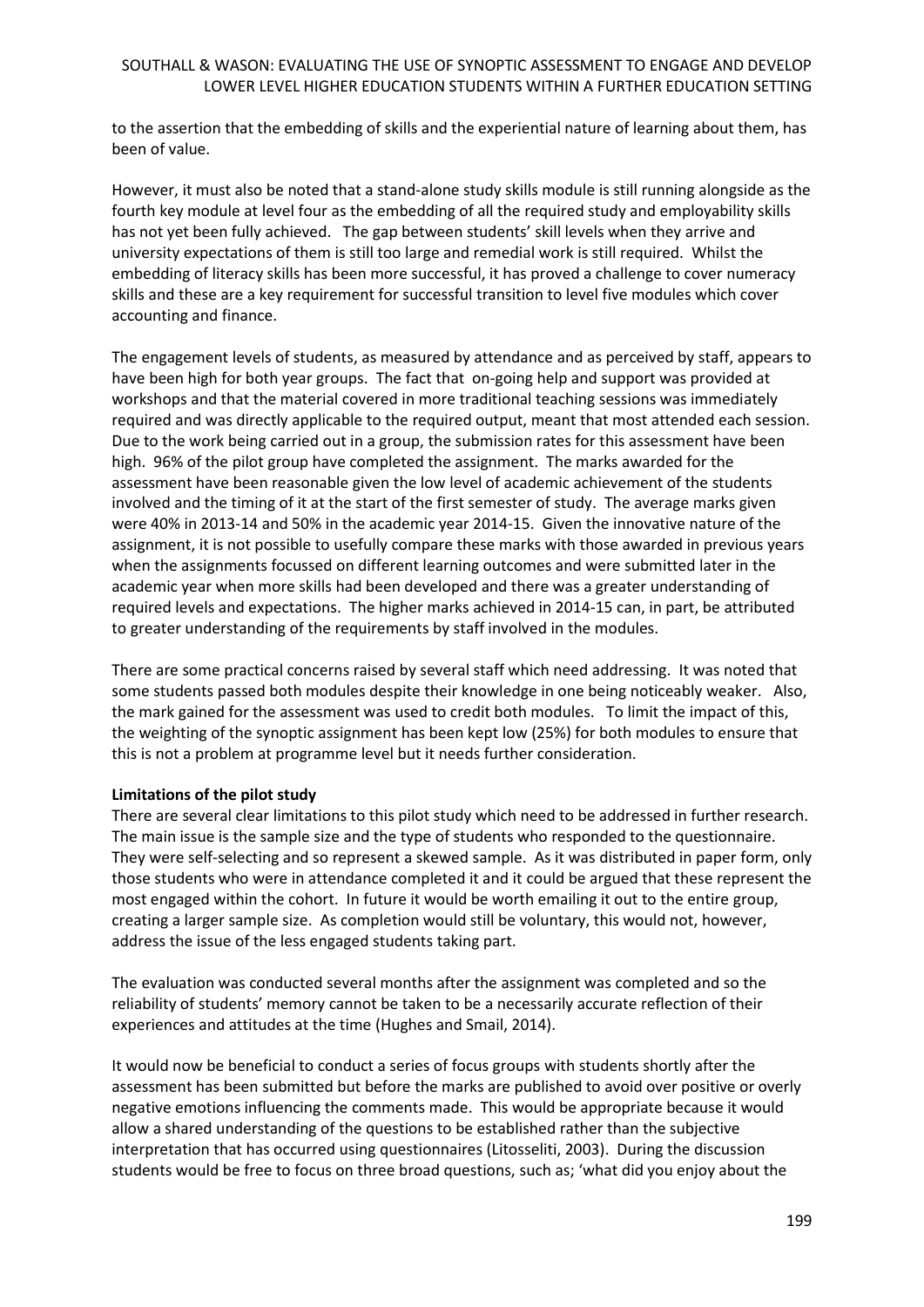to the assertion that the embedding of skills and the experiential nature of learning about them, has been of value.

However, it must also be noted that a stand-alone study skills module is still running alongside as the fourth key module at level four as the embedding of all the required study and employability skills has not yet been fully achieved. The gap between students' skill levels when they arrive and university expectations of them is still too large and remedial work is still required. Whilst the embedding of literacy skills has been more successful, it has proved a challenge to cover numeracy skills and these are a key requirement for successful transition to level five modules which cover accounting and finance.

The engagement levels of students, as measured by attendance and as perceived by staff, appears to have been high for both year groups. The fact that on-going help and support was provided at workshops and that the material covered in more traditional teaching sessions was immediately required and was directly applicable to the required output, meant that most attended each session. Due to the work being carried out in a group, the submission rates for this assessment have been high. 96% of the pilot group have completed the assignment. The marks awarded for the assessment have been reasonable given the low level of academic achievement of the students involved and the timing of it at the start of the first semester of study. The average marks given were 40% in 2013-14 and 50% in the academic year 2014-15. Given the innovative nature of the assignment, it is not possible to usefully compare these marks with those awarded in previous years when the assignments focussed on different learning outcomes and were submitted later in the academic year when more skills had been developed and there was a greater understanding of required levels and expectations. The higher marks achieved in 2014-15 can, in part, be attributed to greater understanding of the requirements by staff involved in the modules.

There are some practical concerns raised by several staff which need addressing. It was noted that some students passed both modules despite their knowledge in one being noticeably weaker. Also, the mark gained for the assessment was used to credit both modules. To limit the impact of this, the weighting of the synoptic assignment has been kept low (25%) for both modules to ensure that this is not a problem at programme level but it needs further consideration.

**Limitations of the pilot study**

There are several clear limitations to this pilot study which need to be addressed in further research. The main issue is the sample size and the type of students who responded to the questionnaire. They were self-selecting and so represent a skewed sample. As it was distributed in paper form, only those students who were in attendance completed it and it could be argued that these represent the most engaged within the cohort. In future it would be worth emailing it out to the entire group, creating a larger sample size. As completion would still be voluntary, this would not, however, address the issue of the less engaged students taking part.

The evaluation was conducted several months after the assignment was completed and so the reliability of students' memory cannot be taken to be a necessarily accurate reflection of their experiences and attitudes at the time (Hughes and Smail, 2014).

It would now be beneficial to conduct a series of focus groups with students shortly after the assessment has been submitted but before the marks are published to avoid over positive or overly negative emotions influencing the comments made. This would be appropriate because it would allow a shared understanding of the questions to be established rather than the subjective interpretation that has occurred using questionnaires (Litosseliti, 2003). During the discussion students would be free to focus on three broad questions, such as; 'what did you enjoy about the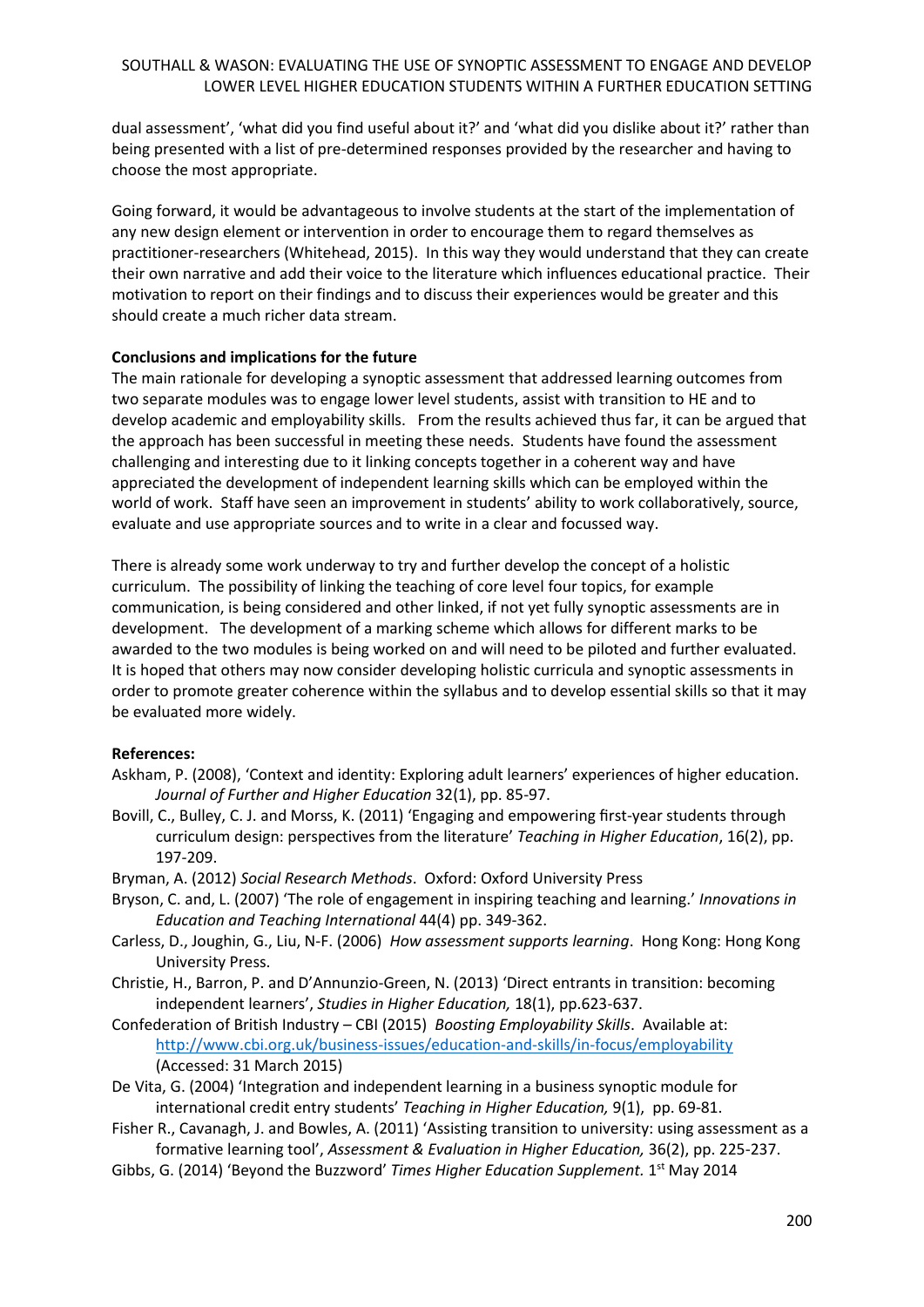dual assessment', 'what did you find useful about it?' and 'what did you dislike about it?' rather than being presented with a list of pre-determined responses provided by the researcher and having to choose the most appropriate.

Going forward, it would be advantageous to involve students at the start of the implementation of any new design element or intervention in order to encourage them to regard themselves as practitioner-researchers (Whitehead, 2015). In this way they would understand that they can create their own narrative and add their voice to the literature which influences educational practice. Their motivation to report on their findings and to discuss their experiences would be greater and this should create a much richer data stream.

**Conclusions and implications for the future**

The main rationale for developing a synoptic assessment that addressed learning outcomes from two separate modules was to engage lower level students, assist with transition to HE and to develop academic and employability skills. From the results achieved thus far, it can be argued that the approach has been successful in meeting these needs. Students have found the assessment challenging and interesting due to it linking concepts together in a coherent way and have appreciated the development of independent learning skills which can be employed within the world of work. Staff have seen an improvement in students' ability to work collaboratively, source, evaluate and use appropriate sources and to write in a clear and focussed way.

There is already some work underway to try and further develop the concept of a holistic curriculum. The possibility of linking the teaching of core level four topics, for example communication, is being considered and other linked, if not yet fully synoptic assessments are in development. The development of a marking scheme which allows for different marks to be awarded to the two modules is being worked on and will need to be piloted and further evaluated. It is hoped that others may now consider developing holistic curricula and synoptic assessments in order to promote greater coherence within the syllabus and to develop essential skills so that it may be evaluated more widely.

**References:**

Askham, P. (2008), 'Context and identity: Exploring adult learners' experiences of higher education. *Journal of Further and Higher Education* 32(1), pp. 85-97.

Bovill, C., Bulley, C. J. and Morss, K. (2011) 'Engaging and empowering first-year students through curriculum design: perspectives from the literature' *Teaching in Higher Education*, 16(2), pp. 197-209.

Bryman, A. (2012) *Social Research Methods*. Oxford: Oxford University Press

Bryson, C. and, L. (2007) 'The role of engagement in inspiring teaching and learning.' *Innovations in Education and Teaching International* 44(4) pp. 349-362.

Carless, D., Joughin, G., Liu, N-F. (2006) *How assessment supports learning*. Hong Kong: Hong Kong University Press.

Christie, H., Barron, P. and D'Annunzio-Green, N. (2013) 'Direct entrants in transition: becoming independent learners', *Studies in Higher Education,* 18(1), pp.623-637.

Confederation of British Industry – CBI (2015) *Boosting Employability Skills*. Available at: http://www.cbi.org.uk/business-issues/education-and-skills/in-focus/employability (Accessed: 31 March 2015)

De Vita, G. (2004) 'Integration and independent learning in a business synoptic module for international credit entry students' *Teaching in Higher Education,* 9(1), pp. 69-81.

Fisher R., Cavanagh, J. and Bowles, A. (2011) 'Assisting transition to university: using assessment as a formative learning tool', *Assessment & Evaluation in Higher Education,* 36(2), pp. 225-237.

Gibbs, G. (2014) 'Beyond the Buzzword' *Times Higher Education Supplement.* 1st May 2014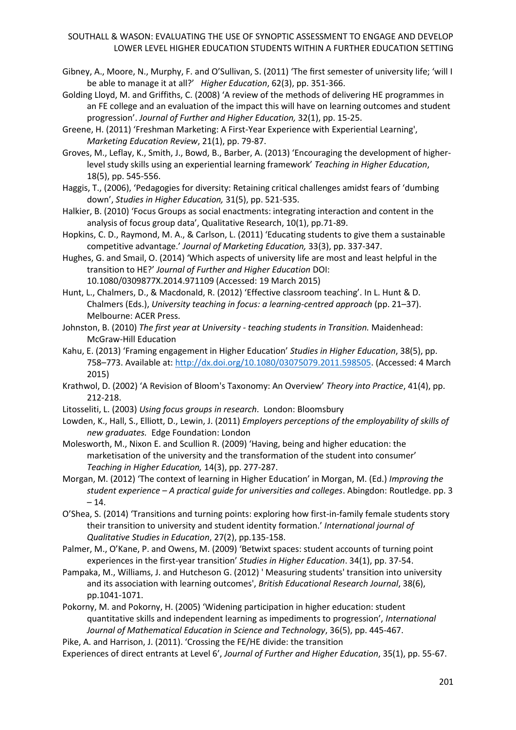Gibney, A., Moore, N., Murphy, F. and O'Sullivan, S. (2011) 'The first semester of university life; 'will I be able to manage it at all?' *Higher Education*, 62(3), pp. 351-366.

Golding Lloyd, M. and Griffiths, C. (2008) 'A review of the methods of delivering HE programmes in an FE college and an evaluation of the impact this will have on learning outcomes and student progression'. *Journal of Further and Higher Education,* 32(1), pp. 15-25.

Greene, H. (2011) 'Freshman Marketing: A First-Year Experience with Experiential Learning', *Marketing Education Review*, 21(1), pp. 79-87.

Groves, M., Leflay, K., Smith, J., Bowd, B., Barber, A. (2013) 'Encouraging the development of higher-level study skills using an experiential learning framework' *Teaching in Higher Education*, 18(5), pp. 545-556.

Haggis, T., (2006), 'Pedagogies for diversity: Retaining critical challenges amidst fears of 'dumbing down', *Studies in Higher Education,* 31(5), pp. 521-535.

Halkier, B. (2010) 'Focus Groups as social enactments: integrating interaction and content in the analysis of focus group data', Qualitative Research, 10(1), pp.71-89.

Hopkins, C. D., Raymond, M. A., & Carlson, L. (2011) 'Educating students to give them a sustainable competitive advantage.' *Journal of Marketing Education,* 33(3), pp. 337-347.

Hughes, G. and Smail, O. (2014) 'Which aspects of university life are most and least helpful in the transition to HE?' *Journal of Further and Higher Education* DOI: 10.1080/0309877X.2014.971109 (Accessed: 19 March 2015)

Hunt, L., Chalmers, D., & Macdonald, R. (2012) 'Effective classroom teaching'. In L. Hunt & D. Chalmers (Eds.), *University teaching in focus: a learning-centred approach* (pp. 21–37). Melbourne: ACER Press.

Johnston, B. (2010) *The first year at University - teaching students in Transition.* Maidenhead: McGraw-Hill Education

Kahu, E. (2013) 'Framing engagement in Higher Education' *Studies in Higher Education*, 38(5), pp. 758–773. Available at: http://dx.doi.org/10.1080/03075079.2011.598505. (Accessed: 4 March 2015)

Krathwol, D. (2002) 'A Revision of Bloom's Taxonomy: An Overview' *Theory into Practice*, 41(4), pp. 212-218.

Litosseliti, L. (2003) *Using focus groups in research*. London: Bloomsbury

Lowden, K., Hall, S., Elliott, D., Lewin, J. (2011) *Employers perceptions of the employability of skills of new graduates.* Edge Foundation: London

Molesworth, M., Nixon E. and Scullion R. (2009) 'Having, being and higher education: the marketisation of the university and the transformation of the student into consumer' *Teaching in Higher Education,* 14(3), pp. 277-287.

Morgan, M. (2012) 'The context of learning in Higher Education' in Morgan, M. (Ed.) *Improving the student experience – A practical guide for universities and colleges*. Abingdon: Routledge. pp. 3 – 14.

O'Shea, S. (2014) 'Transitions and turning points: exploring how first-in-family female students story their transition to university and student identity formation.' *International journal of Qualitative Studies in Education*, 27(2), pp.135-158.

Palmer, M., O'Kane, P. and Owens, M. (2009) 'Betwixt spaces: student accounts of turning point experiences in the first-year transition' *Studies in Higher Education*. 34(1), pp. 37-54.

Pampaka, M., Williams, J. and Hutcheson G. (2012) ' Measuring students' transition into university and its association with learning outcomes', *British Educational Research Journal*, 38(6), pp.1041-1071.

Pokorny, M. and Pokorny, H. (2005) 'Widening participation in higher education: student quantitative skills and independent learning as impediments to progression', *International Journal of Mathematical Education in Science and Technology*, 36(5), pp. 445-467.

Pike, A. and Harrison, J. (2011). 'Crossing the FE/HE divide: the transition Experiences of direct entrants at Level 6', *Journal of Further and Higher Education*, 35(1), pp. 55-67.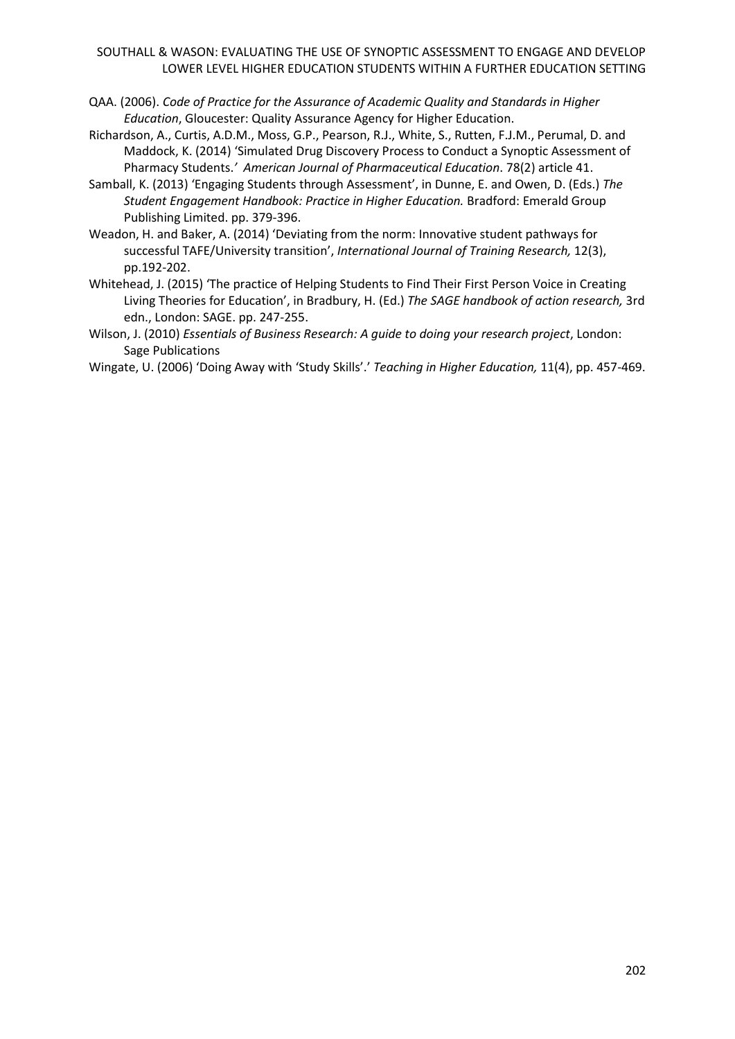QAA. (2006). *Code of Practice for the Assurance of Academic Quality and Standards in Higher Education*, Gloucester: Quality Assurance Agency for Higher Education.

Richardson, A., Curtis, A.D.M., Moss, G.P., Pearson, R.J., White, S., Rutten, F.J.M., Perumal, D. and Maddock, K. (2014) 'Simulated Drug Discovery Process to Conduct a Synoptic Assessment of Pharmacy Students.' *American Journal of Pharmaceutical Education*. 78(2) article 41.

Samball, K. (2013) 'Engaging Students through Assessment', in Dunne, E. and Owen, D. (Eds.) *The Student Engagement Handbook: Practice in Higher Education.* Bradford: Emerald Group Publishing Limited. pp. 379-396.

Weadon, H. and Baker, A. (2014) 'Deviating from the norm: Innovative student pathways for successful TAFE/University transition', *International Journal of Training Research,* 12(3), pp.192-202.

Whitehead, J. (2015) 'The practice of Helping Students to Find Their First Person Voice in Creating Living Theories for Education', in Bradbury, H. (Ed.) *The SAGE handbook of action research,* 3rd edn., London: SAGE. pp. 247-255.

Wilson, J. (2010) *Essentials of Business Research: A guide to doing your research project*, London: Sage Publications

Wingate, U. (2006) 'Doing Away with 'Study Skills'.' *Teaching in Higher Education,* 11(4), pp. 457-469.